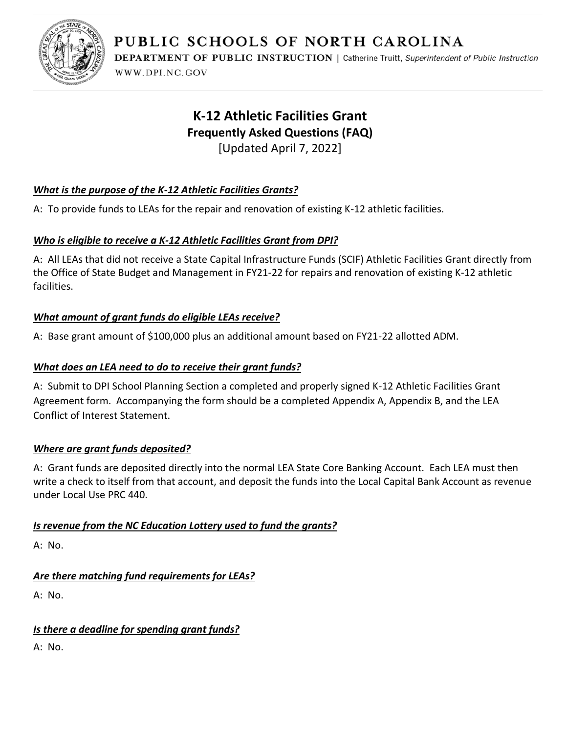PUBLIC SCHOOLS OF NORTH CAROLINA

DEPARTMENT OF PUBLIC INSTRUCTION | Catherine Truitt, *Superintendent of Public Instruction*

WWW.DPI.NC.GOV

# K-12 Athletic Facilities Grant

## Frequently Asked Questions (FAQ)

[Updated April 7, 2022]

***What is the purpose of the K-12 Athletic Facilities Grants?***

A: To provide funds to LEAs for the repair and renovation of existing K-12 athletic facilities.

***Who is eligible to receive a K-12 Athletic Facilities Grant from DPI?***

A: All LEAs that did not receive a State Capital Infrastructure Funds (SCIF) Athletic Facilities Grant directly from the Office of State Budget and Management in FY21-22 for repairs and renovation of existing K-12 athletic facilities.

***What amount of grant funds do eligible LEAs receive?***

A: Base grant amount of $100,000 plus an additional amount based on FY21-22 allotted ADM.

***What does an LEA need to do to receive their grant funds?***

A: Submit to DPI School Planning Section a completed and properly signed K-12 Athletic Facilities Grant Agreement form. Accompanying the form should be a completed Appendix A, Appendix B, and the LEA Conflict of Interest Statement.

***Where are grant funds deposited?***

A: Grant funds are deposited directly into the normal LEA State Core Banking Account. Each LEA must then write a check to itself from that account, and deposit the funds into the Local Capital Bank Account as revenue under Local Use PRC 440.

***Is revenue from the NC Education Lottery used to fund the grants?***

A: No.

***Are there matching fund requirements for LEAs?***

A: No.

***Is there a deadline for spending grant funds?***

A: No.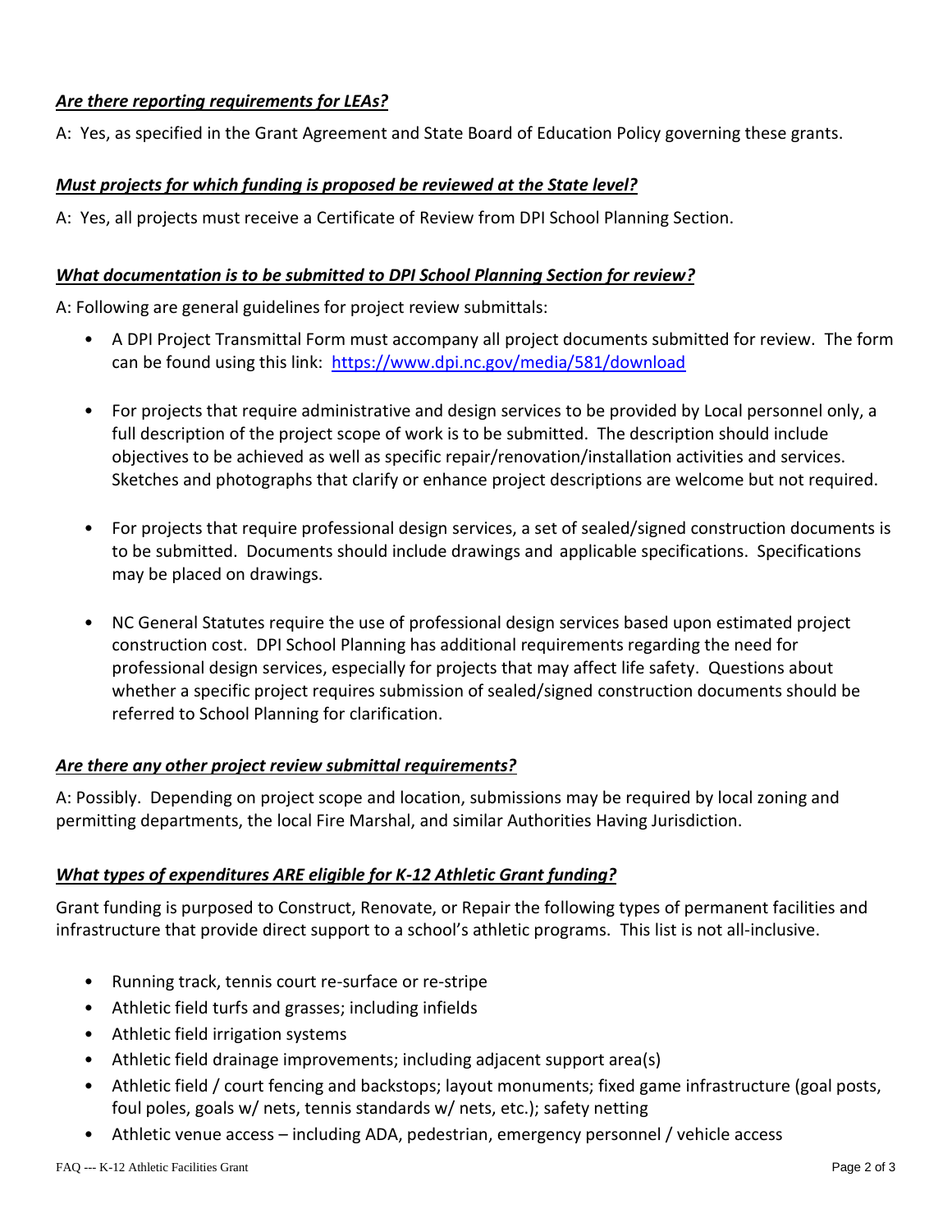***Are there reporting requirements for LEAs?***

A: Yes, as specified in the Grant Agreement and State Board of Education Policy governing these grants.

***Must projects for which funding is proposed be reviewed at the State level?***

A: Yes, all projects must receive a Certificate of Review from DPI School Planning Section.

***What documentation is to be submitted to DPI School Planning Section for review?***

A: Following are general guidelines for project review submittals:

- A DPI Project Transmittal Form must accompany all project documents submitted for review. The form can be found using this link: [https://www.dpi.nc.gov/media/581/download](https://www.dpi.nc.gov/media/581/download)
- For projects that require administrative and design services to be provided by Local personnel only, a full description of the project scope of work is to be submitted. The description should include objectives to be achieved as well as specific repair/renovation/installation activities and services. Sketches and photographs that clarify or enhance project descriptions are welcome but not required.
- For projects that require professional design services, a set of sealed/signed construction documents is to be submitted. Documents should include drawings and applicable specifications. Specifications may be placed on drawings.
- NC General Statutes require the use of professional design services based upon estimated project construction cost. DPI School Planning has additional requirements regarding the need for professional design services, especially for projects that may affect life safety. Questions about whether a specific project requires submission of sealed/signed construction documents should be referred to School Planning for clarification.

***Are there any other project review submittal requirements?***

A: Possibly. Depending on project scope and location, submissions may be required by local zoning and permitting departments, the local Fire Marshal, and similar Authorities Having Jurisdiction.

***What types of expenditures ARE eligible for K-12 Athletic Grant funding?***

Grant funding is purposed to Construct, Renovate, or Repair the following types of permanent facilities and infrastructure that provide direct support to a school's athletic programs. This list is not all-inclusive.

- Running track, tennis court re-surface or re-stripe
- Athletic field turfs and grasses; including infields
- Athletic field irrigation systems
- Athletic field drainage improvements; including adjacent support area(s)
- Athletic field / court fencing and backstops; layout monuments; fixed game infrastructure (goal posts, foul poles, goals w/ nets, tennis standards w/ nets, etc.); safety netting
- Athletic venue access – including ADA, pedestrian, emergency personnel / vehicle access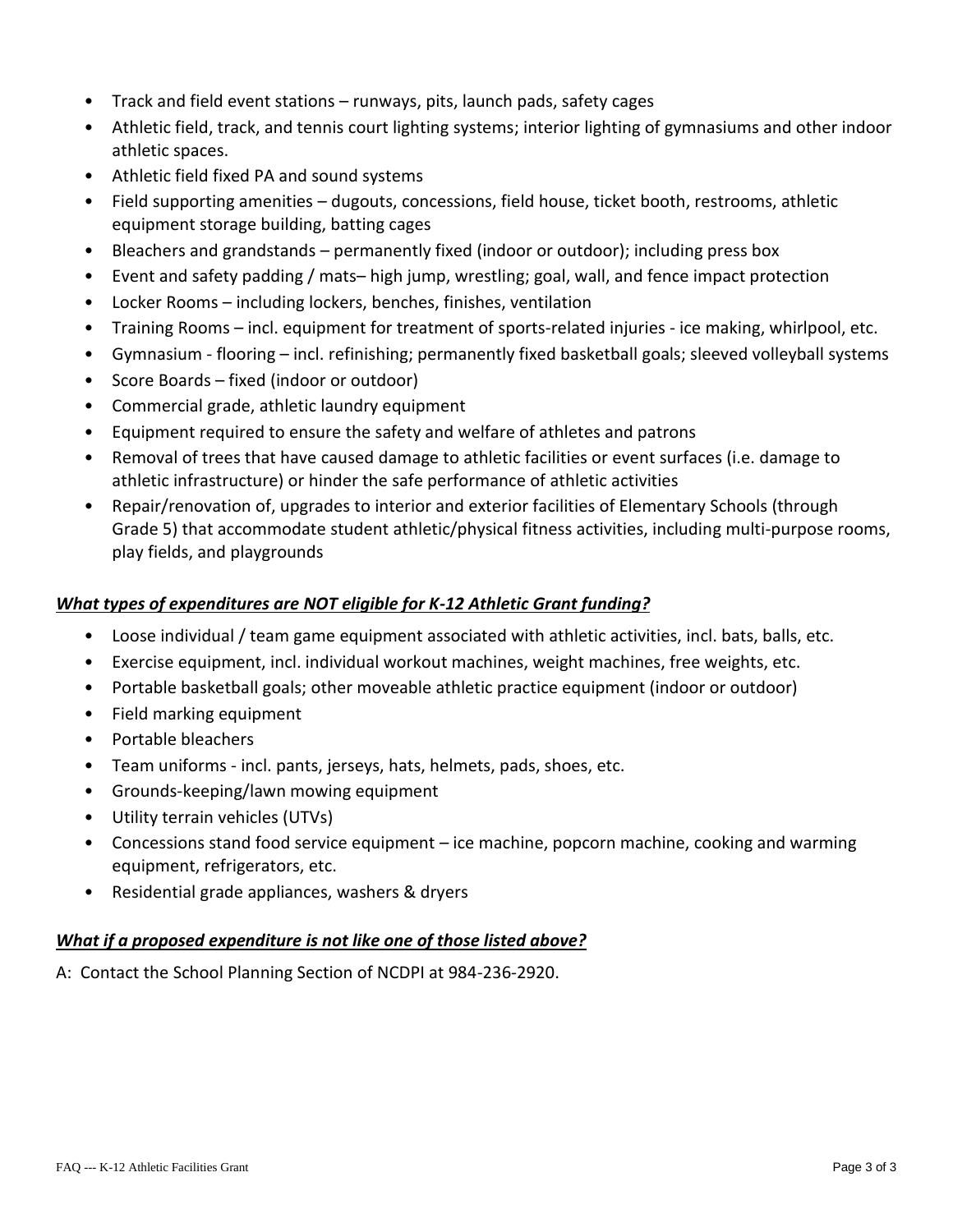- Track and field event stations – runways, pits, launch pads, safety cages
- Athletic field, track, and tennis court lighting systems; interior lighting of gymnasiums and other indoor athletic spaces.
- Athletic field fixed PA and sound systems
- Field supporting amenities – dugouts, concessions, field house, ticket booth, restrooms, athletic equipment storage building, batting cages
- Bleachers and grandstands – permanently fixed (indoor or outdoor); including press box
- Event and safety padding / mats– high jump, wrestling; goal, wall, and fence impact protection
- Locker Rooms – including lockers, benches, finishes, ventilation
- Training Rooms – incl. equipment for treatment of sports-related injuries - ice making, whirlpool, etc.
- Gymnasium - flooring – incl. refinishing; permanently fixed basketball goals; sleeved volleyball systems
- Score Boards – fixed (indoor or outdoor)
- Commercial grade, athletic laundry equipment
- Equipment required to ensure the safety and welfare of athletes and patrons
- Removal of trees that have caused damage to athletic facilities or event surfaces (i.e. damage to athletic infrastructure) or hinder the safe performance of athletic activities
- Repair/renovation of, upgrades to interior and exterior facilities of Elementary Schools (through Grade 5) that accommodate student athletic/physical fitness activities, including multi-purpose rooms, play fields, and playgrounds

***What types of expenditures are NOT eligible for K-12 Athletic Grant funding?***

- Loose individual / team game equipment associated with athletic activities, incl. bats, balls, etc.
- Exercise equipment, incl. individual workout machines, weight machines, free weights, etc.
- Portable basketball goals; other moveable athletic practice equipment (indoor or outdoor)
- Field marking equipment
- Portable bleachers
- Team uniforms - incl. pants, jerseys, hats, helmets, pads, shoes, etc.
- Grounds-keeping/lawn mowing equipment
- Utility terrain vehicles (UTVs)
- Concessions stand food service equipment – ice machine, popcorn machine, cooking and warming equipment, refrigerators, etc.
- Residential grade appliances, washers & dryers

***What if a proposed expenditure is not like one of those listed above?***

A: Contact the School Planning Section of NCDPI at 984-236-2920.